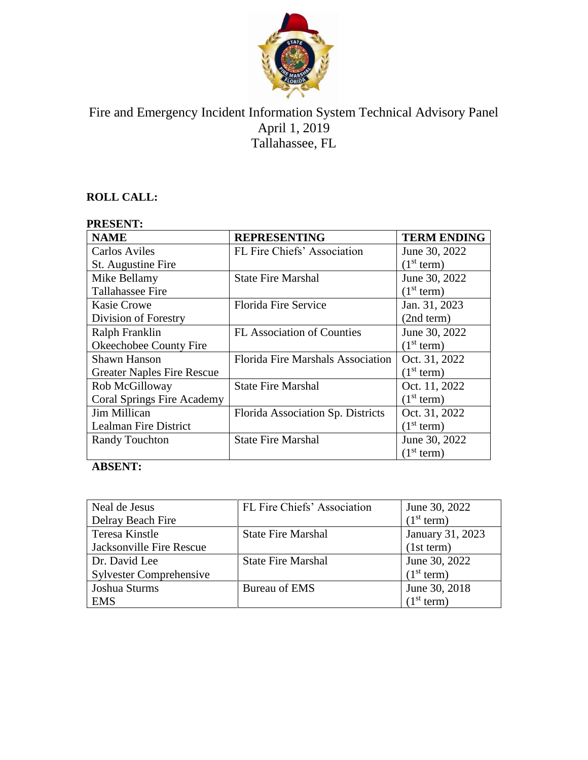# Fire and Emergency Incident Information System Technical Advisory Panel

April 1, 2019

Tallahassee, FL

**ROLL CALL:**

**PRESENT:**

| **NAME** | **REPRESENTING** | **TERM ENDING** |
|---|---|---|
| Carlos Aviles<br>St. Augustine Fire | FL Fire Chiefs' Association | June 30, 2022<br>(1st term) |
| Mike Bellamy<br>Tallahassee Fire | State Fire Marshal | June 30, 2022<br>(1st term) |
| Kasie Crowe<br>Division of Forestry | Florida Fire Service | Jan. 31, 2023<br>(2nd term) |
| Ralph Franklin<br>Okeechobee County Fire | FL Association of Counties | June 30, 2022<br>(1st term) |
| Shawn Hanson<br>Greater Naples Fire Rescue | Florida Fire Marshals Association | Oct. 31, 2022<br>(1st term) |
| Rob McGilloway<br>Coral Springs Fire Academy | State Fire Marshal | Oct. 11, 2022<br>(1st term) |
| Jim Millican<br>Lealman Fire District | Florida Association Sp. Districts | Oct. 31, 2022<br>(1st term) |
| Randy Touchton | State Fire Marshal | June 30, 2022<br>(1st term) |

**ABSENT:**

| | | |
|---|---|---|
| Neal de Jesus<br>Delray Beach Fire | FL Fire Chiefs' Association | June 30, 2022<br>(1st term) |
| Teresa Kinstle<br>Jacksonville Fire Rescue | State Fire Marshal | January 31, 2023<br>(1st term) |
| Dr. David Lee<br>Sylvester Comprehensive | State Fire Marshal | June 30, 2022<br>(1st term) |
| Joshua Sturms<br>EMS | Bureau of EMS | June 30, 2018<br>(1st term) |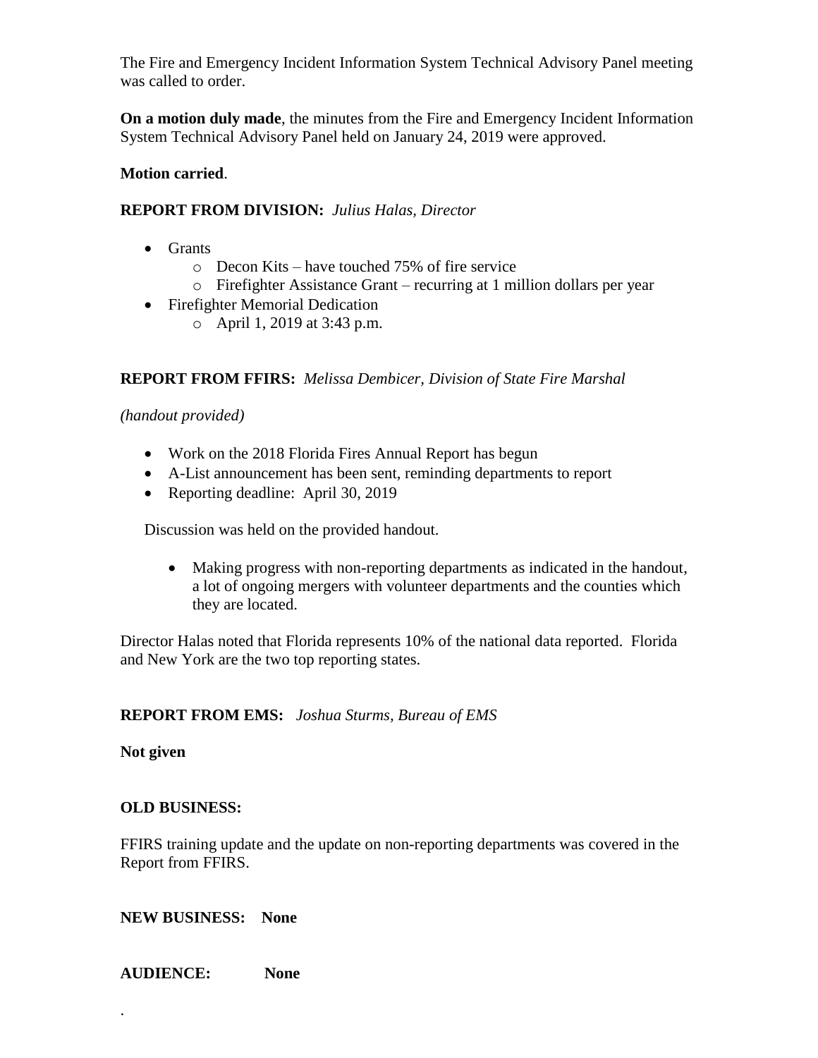The Fire and Emergency Incident Information System Technical Advisory Panel meeting was called to order.

**On a motion duly made**, the minutes from the Fire and Emergency Incident Information System Technical Advisory Panel held on January 24, 2019 were approved.

**Motion carried**.

**REPORT FROM DIVISION:** *Julius Halas, Director*

- Grants
  - Decon Kits – have touched 75% of fire service
  - Firefighter Assistance Grant – recurring at 1 million dollars per year
- Firefighter Memorial Dedication
  - April 1, 2019 at 3:43 p.m.

**REPORT FROM FFIRS:** *Melissa Dembicer, Division of State Fire Marshal*

*(handout provided)*

- Work on the 2018 Florida Fires Annual Report has begun
- A-List announcement has been sent, reminding departments to report
- Reporting deadline: April 30, 2019

Discussion was held on the provided handout.

- Making progress with non-reporting departments as indicated in the handout, a lot of ongoing mergers with volunteer departments and the counties which they are located.

Director Halas noted that Florida represents 10% of the national data reported. Florida and New York are the two top reporting states.

**REPORT FROM EMS:** *Joshua Sturms, Bureau of EMS*

**Not given**

**OLD BUSINESS:**

FFIRS training update and the update on non-reporting departments was covered in the Report from FFIRS.

**NEW BUSINESS: None**

**AUDIENCE: None**

.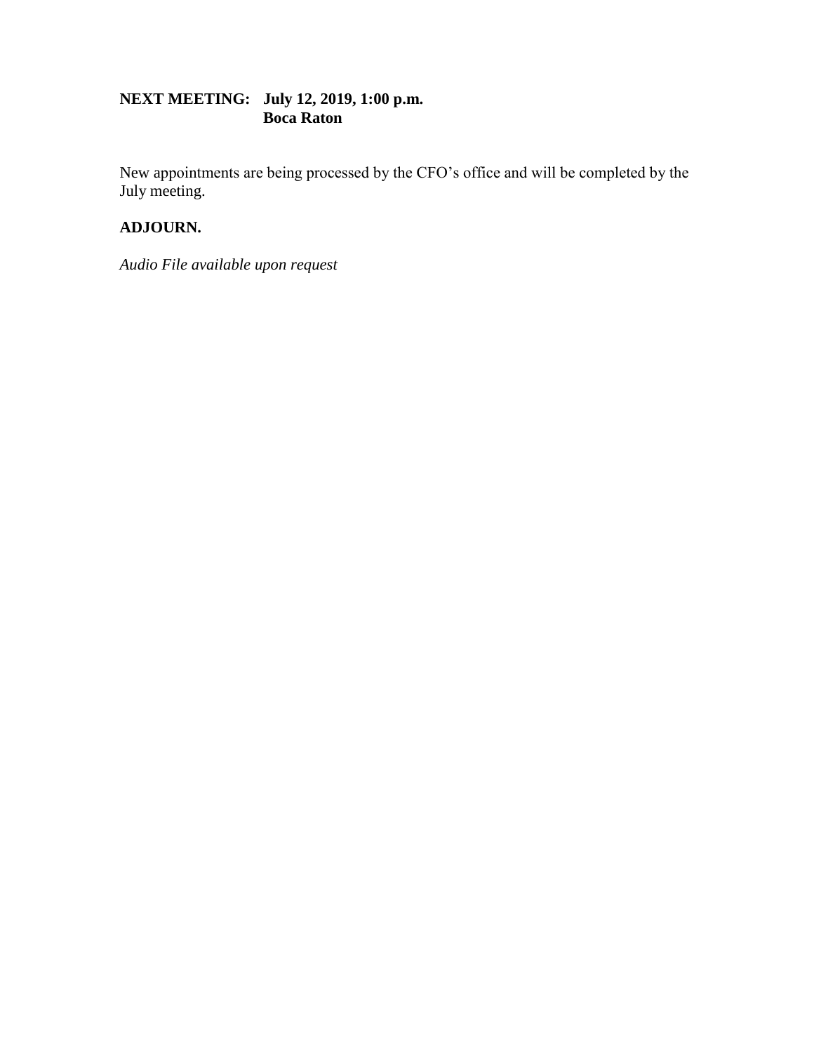**NEXT MEETING: July 12, 2019, 1:00 p.m.**
**Boca Raton**

New appointments are being processed by the CFO's office and will be completed by the July meeting.

**ADJOURN.**

*Audio File available upon request*